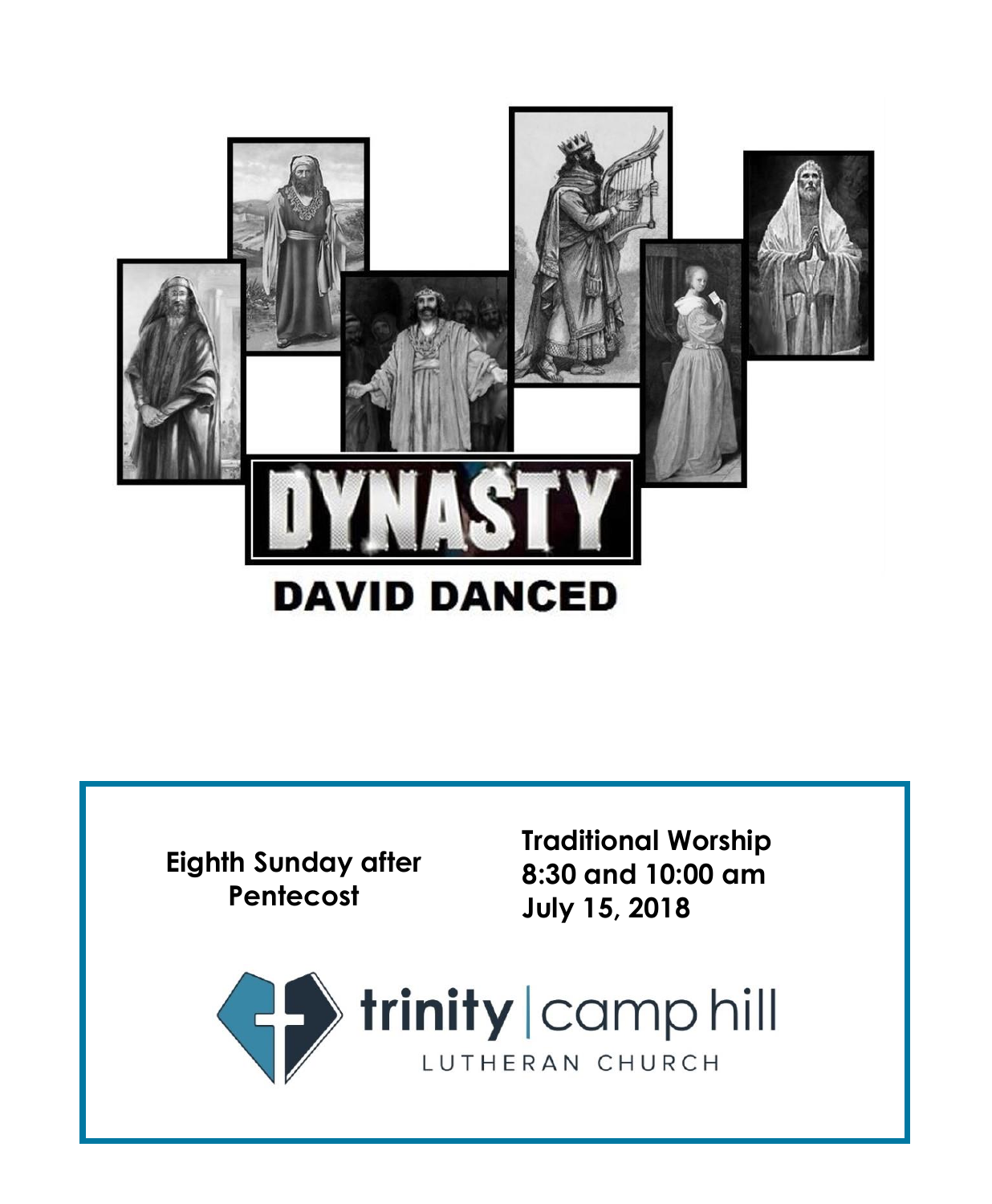# DYNASTY

## DAVID DANCED

**Eighth Sunday after Pentecost**

**Traditional Worship**
**8:30 and 10:00 am**
**July 15, 2018**

trinity | camp hill
LUTHERAN CHURCH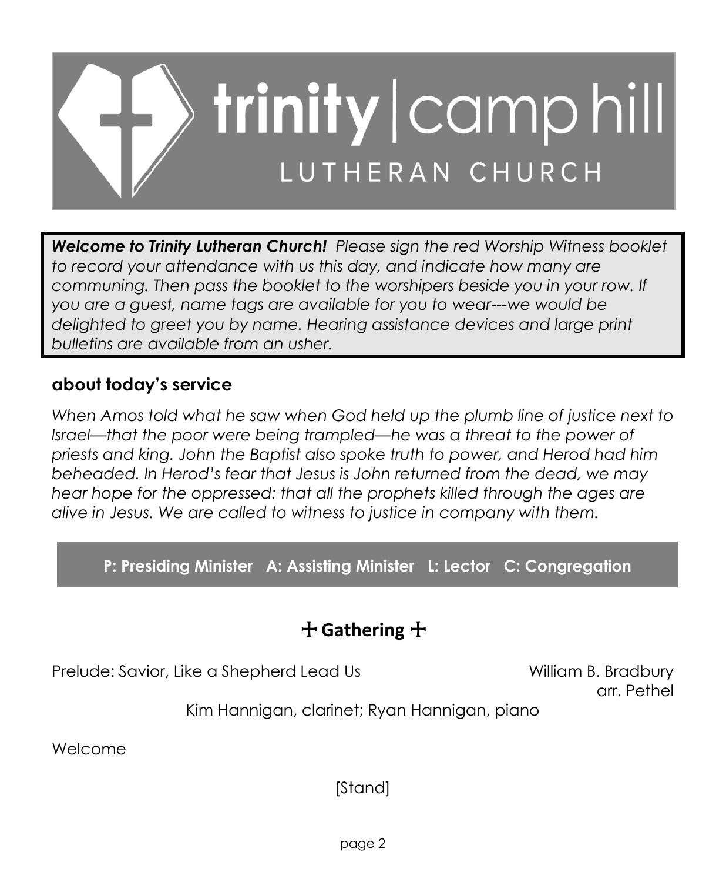// trinity | camp hill
LUTHERAN CHURCH

***Welcome to Trinity Lutheran Church!*** *Please sign the red Worship Witness booklet to record your attendance with us this day, and indicate how many are communing. Then pass the booklet to the worshipers beside you in your row. If you are a guest, name tags are available for you to wear---we would be delighted to greet you by name. Hearing assistance devices and large print bulletins are available from an usher.*

## about today's service

*When Amos told what he saw when God held up the plumb line of justice next to Israel—that the poor were being trampled—he was a threat to the power of priests and king. John the Baptist also spoke truth to power, and Herod had him beheaded. In Herod's fear that Jesus is John returned from the dead, we may hear hope for the oppressed: that all the prophets killed through the ages are alive in Jesus. We are called to witness to justice in company with them.*

**P: Presiding Minister   A: Assisting Minister   L: Lector   C: Congregation**

## ☩ Gathering ☩

Prelude: Savior, Like a Shepherd Lead Us — William B. Bradbury, arr. Pethel

Kim Hannigan, clarinet; Ryan Hannigan, piano

Welcome

[Stand]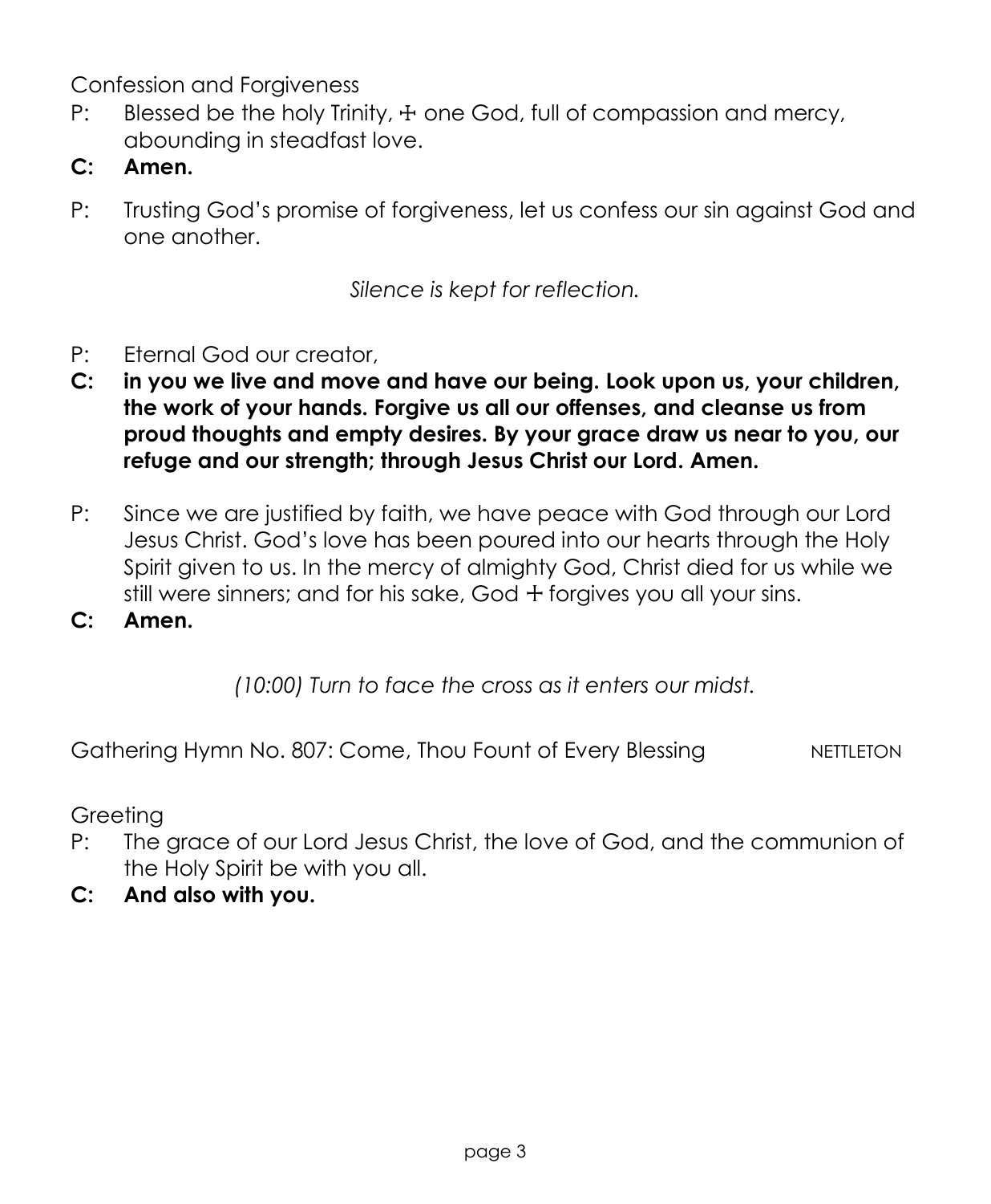Confession and Forgiveness

P: Blessed be the holy Trinity, ☩ one God, full of compassion and mercy, abounding in steadfast love.

**C: Amen.**

P: Trusting God's promise of forgiveness, let us confess our sin against God and one another.

*Silence is kept for reflection.*

P: Eternal God our creator,

**C: in you we live and move and have our being. Look upon us, your children, the work of your hands. Forgive us all our offenses, and cleanse us from proud thoughts and empty desires. By your grace draw us near to you, our refuge and our strength; through Jesus Christ our Lord. Amen.**

P: Since we are justified by faith, we have peace with God through our Lord Jesus Christ. God's love has been poured into our hearts through the Holy Spirit given to us. In the mercy of almighty God, Christ died for us while we still were sinners; and for his sake, God ☩ forgives you all your sins.

**C: Amen.**

*(10:00) Turn to face the cross as it enters our midst.*

Gathering Hymn No. 807: Come, Thou Fount of Every Blessing NETTLETON

Greeting

P: The grace of our Lord Jesus Christ, the love of God, and the communion of the Holy Spirit be with you all.

**C: And also with you.**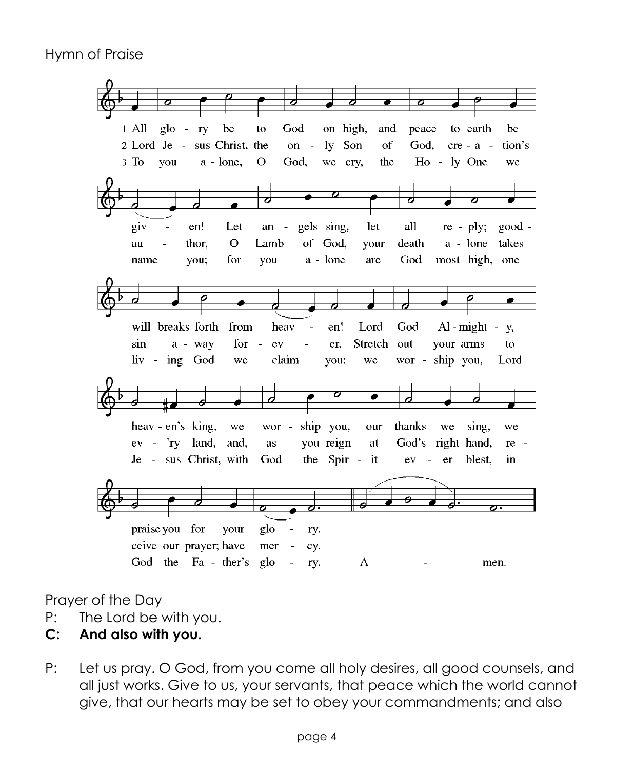Hymn of Praise

1 All glory be to God on high, and peace to earth be given! Let angels sing, let all reply; goodwill breaks forth from heaven! Lord God Almighty, heaven's king, we worship you, our thanks we sing, we praise you for your glory.

2 Lord Jesus Christ, the only Son of God, creation's author, O Lamb of God, your death alone takes sin away forever. Stretch out your arms to every land, and, as you reign at God's right hand, receive our prayer; have mercy.

3 To you alone, O God, we cry, the Holy One we name you; for you alone are God most high, one living God we claim you: we worship you, Lord Jesus Christ, with God the Spirit ever blest, in God the Father's glory. Amen.

Prayer of the Day

P: The Lord be with you.

**C: And also with you.**

P: Let us pray. O God, from you come all holy desires, all good counsels, and all just works. Give to us, your servants, that peace which the world cannot give, that our hearts may be set to obey your commandments; and also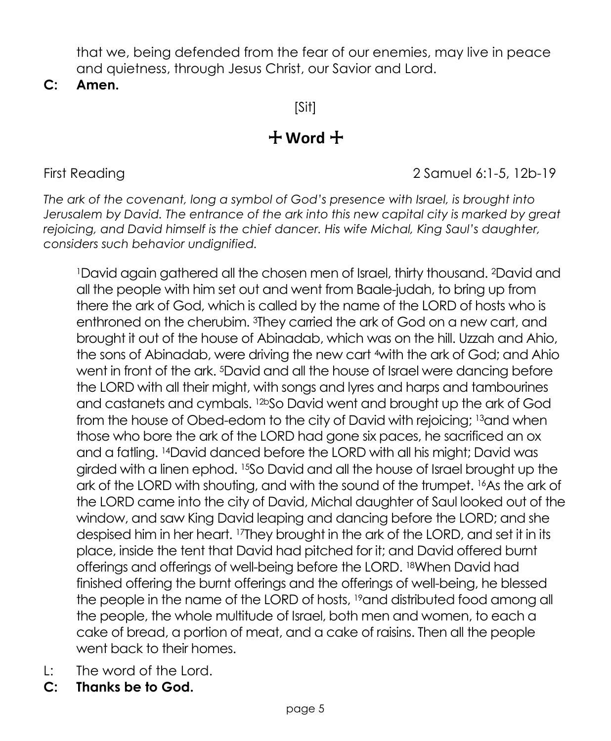that we, being defended from the fear of our enemies, may live in peace and quietness, through Jesus Christ, our Savior and Lord.

**C: Amen.**

[Sit]

## ☩ Word ☩

First Reading 2 Samuel 6:1-5, 12b-19

*The ark of the covenant, long a symbol of God's presence with Israel, is brought into Jerusalem by David. The entrance of the ark into this new capital city is marked by great rejoicing, and David himself is the chief dancer. His wife Michal, King Saul's daughter, considers such behavior undignified.*

[1]David again gathered all the chosen men of Israel, thirty thousand. [2]David and all the people with him set out and went from Baale-judah, to bring up from there the ark of God, which is called by the name of the LORD of hosts who is enthroned on the cherubim. [3]They carried the ark of God on a new cart, and brought it out of the house of Abinadab, which was on the hill. Uzzah and Ahio, the sons of Abinadab, were driving the new cart [4]with the ark of God; and Ahio went in front of the ark. [5]David and all the house of Israel were dancing before the LORD with all their might, with songs and lyres and harps and tambourines and castanets and cymbals. [12b]So David went and brought up the ark of God from the house of Obed-edom to the city of David with rejoicing; [13]and when those who bore the ark of the LORD had gone six paces, he sacrificed an ox and a fatling. [14]David danced before the LORD with all his might; David was girded with a linen ephod. [15]So David and all the house of Israel brought up the ark of the LORD with shouting, and with the sound of the trumpet. [16]As the ark of the LORD came into the city of David, Michal daughter of Saul looked out of the window, and saw King David leaping and dancing before the LORD; and she despised him in her heart. [17]They brought in the ark of the LORD, and set it in its place, inside the tent that David had pitched for it; and David offered burnt offerings and offerings of well-being before the LORD. [18]When David had finished offering the burnt offerings and the offerings of well-being, he blessed the people in the name of the LORD of hosts, [19]and distributed food among all the people, the whole multitude of Israel, both men and women, to each a cake of bread, a portion of meat, and a cake of raisins. Then all the people went back to their homes.

L: The word of the Lord.

**C: Thanks be to God.**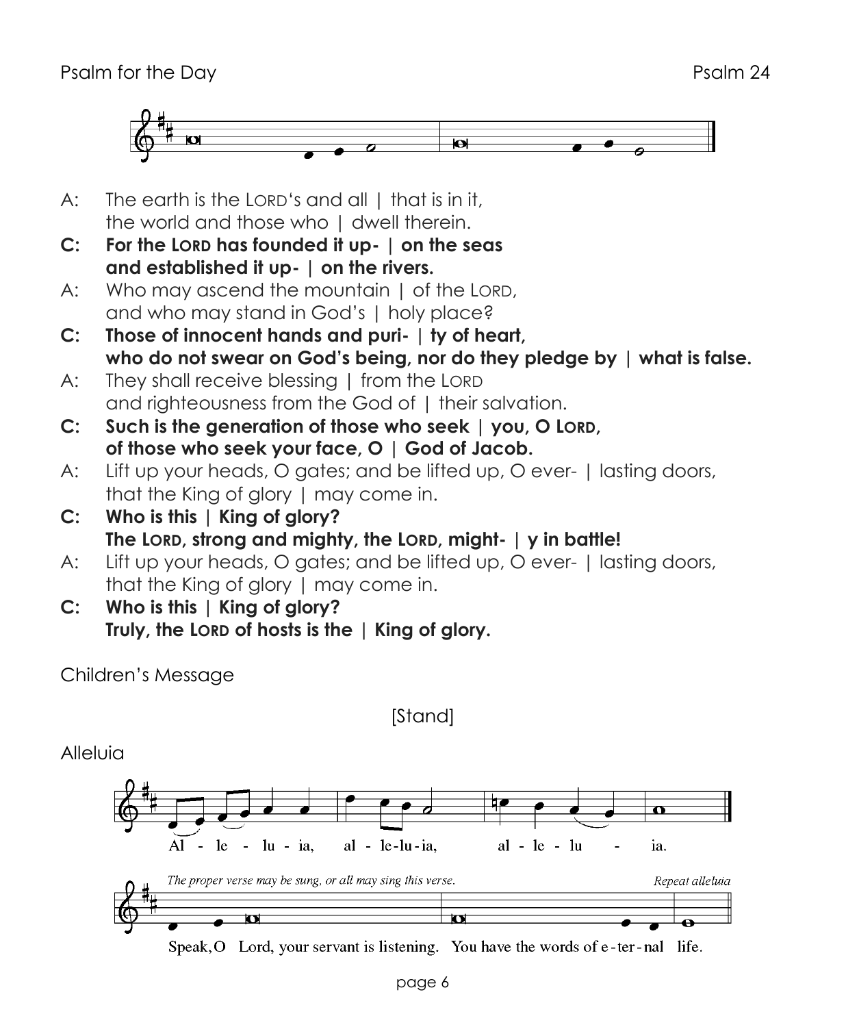Psalm for the Day Psalm 24

A: The earth is the LORD's and all | that is in it,
the world and those who | dwell therein.

**C: For the LORD has founded it up- | on the seas**
**and established it up- | on the rivers.**

A: Who may ascend the mountain | of the LORD,
and who may stand in God's | holy place?

**C: Those of innocent hands and puri- | ty of heart,**
**who do not swear on God's being, nor do they pledge by | what is false.**

A: They shall receive blessing | from the LORD
and righteousness from the God of | their salvation.

**C: Such is the generation of those who seek | you, O LORD,**
**of those who seek your face, O | God of Jacob.**

A: Lift up your heads, O gates; and be lifted up, O ever- | lasting doors,
that the King of glory | may come in.

**C: Who is this | King of glory?**
**The LORD, strong and mighty, the LORD, might- | y in battle!**

A: Lift up your heads, O gates; and be lifted up, O ever- | lasting doors,
that the King of glory | may come in.

**C: Who is this | King of glory?**
**Truly, the LORD of hosts is the | King of glory.**

Children's Message

[Stand]

Alleluia

Al - le - lu - ia, al - le-lu-ia, al - le - lu - ia.

*The proper verse may be sung, or all may sing this verse.* *Repeat alleluia*

Speak, O Lord, your servant is listening. You have the words of e-ter-nal life.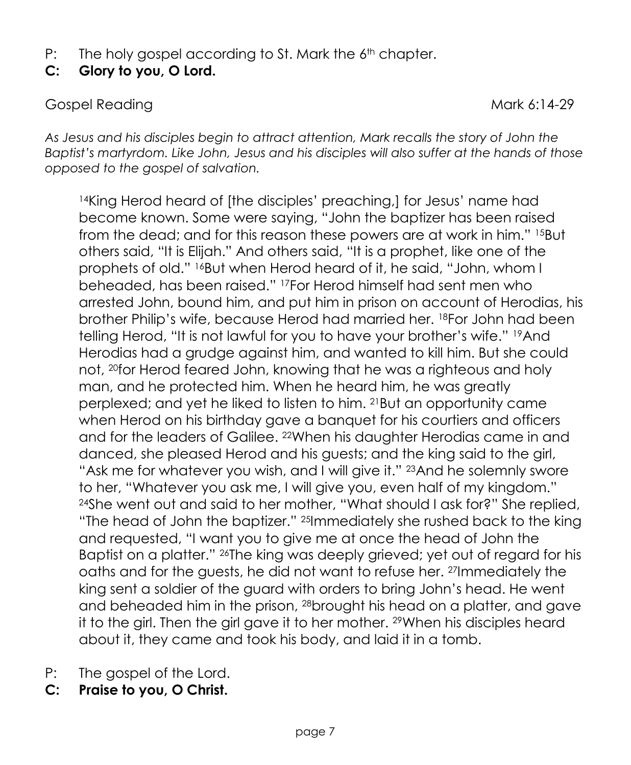P: The holy gospel according to St. Mark the 6th chapter.

**C: Glory to you, O Lord.**

Gospel Reading Mark 6:14-29

*As Jesus and his disciples begin to attract attention, Mark recalls the story of John the Baptist's martyrdom. Like John, Jesus and his disciples will also suffer at the hands of those opposed to the gospel of salvation.*

> [14]King Herod heard of [the disciples' preaching,] for Jesus' name had become known. Some were saying, "John the baptizer has been raised from the dead; and for this reason these powers are at work in him." [15]But others said, "It is Elijah." And others said, "It is a prophet, like one of the prophets of old." [16]But when Herod heard of it, he said, "John, whom I beheaded, has been raised." [17]For Herod himself had sent men who arrested John, bound him, and put him in prison on account of Herodias, his brother Philip's wife, because Herod had married her. [18]For John had been telling Herod, "It is not lawful for you to have your brother's wife." [19]And Herodias had a grudge against him, and wanted to kill him. But she could not, [20]for Herod feared John, knowing that he was a righteous and holy man, and he protected him. When he heard him, he was greatly perplexed; and yet he liked to listen to him. [21]But an opportunity came when Herod on his birthday gave a banquet for his courtiers and officers and for the leaders of Galilee. [22]When his daughter Herodias came in and danced, she pleased Herod and his guests; and the king said to the girl, "Ask me for whatever you wish, and I will give it." [23]And he solemnly swore to her, "Whatever you ask me, I will give you, even half of my kingdom." [24]She went out and said to her mother, "What should I ask for?" She replied, "The head of John the baptizer." [25]Immediately she rushed back to the king and requested, "I want you to give me at once the head of John the Baptist on a platter." [26]The king was deeply grieved; yet out of regard for his oaths and for the guests, he did not want to refuse her. [27]Immediately the king sent a soldier of the guard with orders to bring John's head. He went and beheaded him in the prison, [28]brought his head on a platter, and gave it to the girl. Then the girl gave it to her mother. [29]When his disciples heard about it, they came and took his body, and laid it in a tomb.

P: The gospel of the Lord.

**C: Praise to you, O Christ.**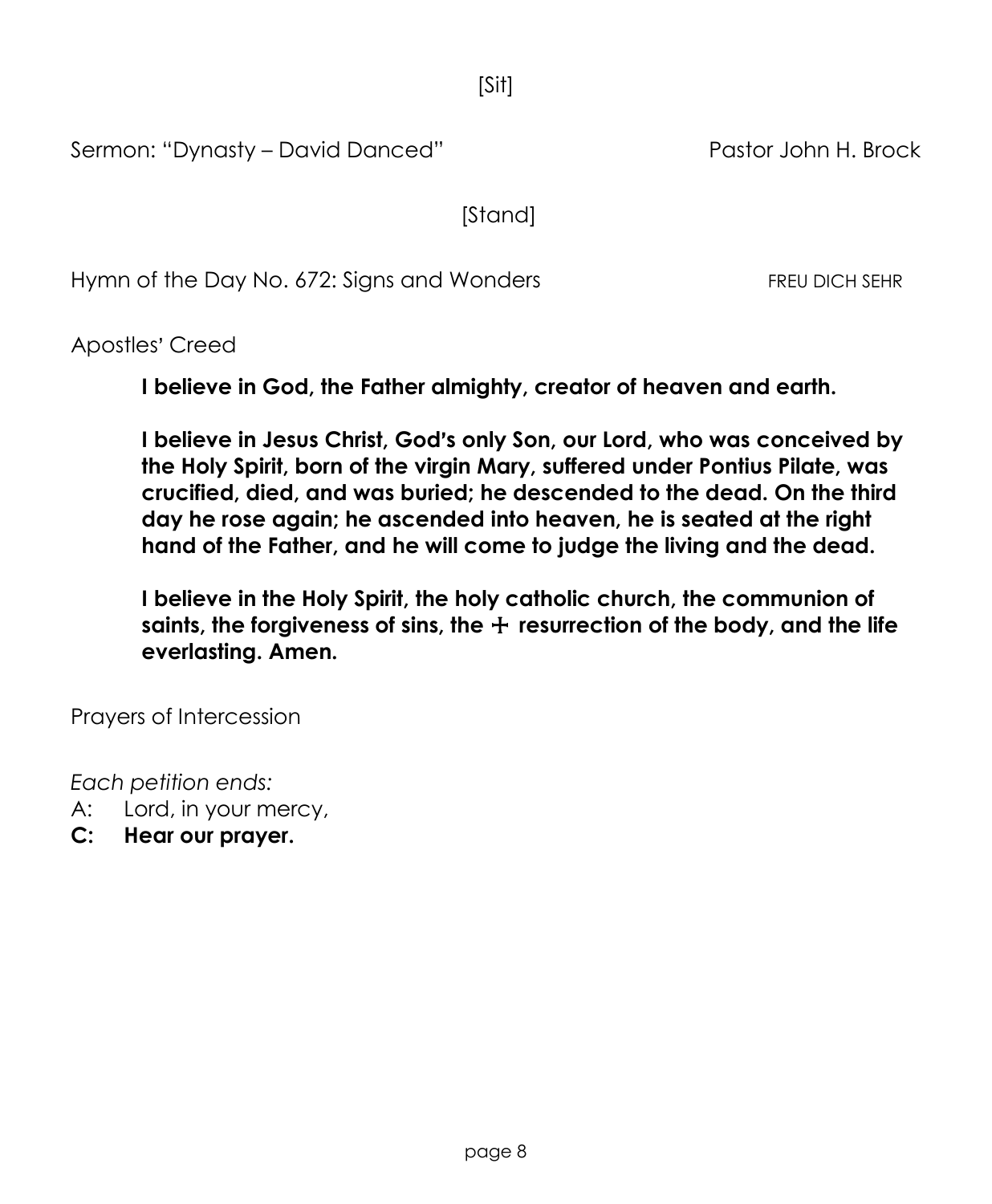[Sit]

Sermon: "Dynasty – David Danced" Pastor John H. Brock

[Stand]

Hymn of the Day No. 672: Signs and Wonders FREU DICH SEHR

Apostles' Creed

**I believe in God, the Father almighty, creator of heaven and earth.**

**I believe in Jesus Christ, God's only Son, our Lord, who was conceived by the Holy Spirit, born of the virgin Mary, suffered under Pontius Pilate, was crucified, died, and was buried; he descended to the dead. On the third day he rose again; he ascended into heaven, he is seated at the right hand of the Father, and he will come to judge the living and the dead.**

**I believe in the Holy Spirit, the holy catholic church, the communion of saints, the forgiveness of sins, the ☩ resurrection of the body, and the life everlasting. Amen.**

Prayers of Intercession

*Each petition ends:*

A: Lord, in your mercy,

**C: Hear our prayer.**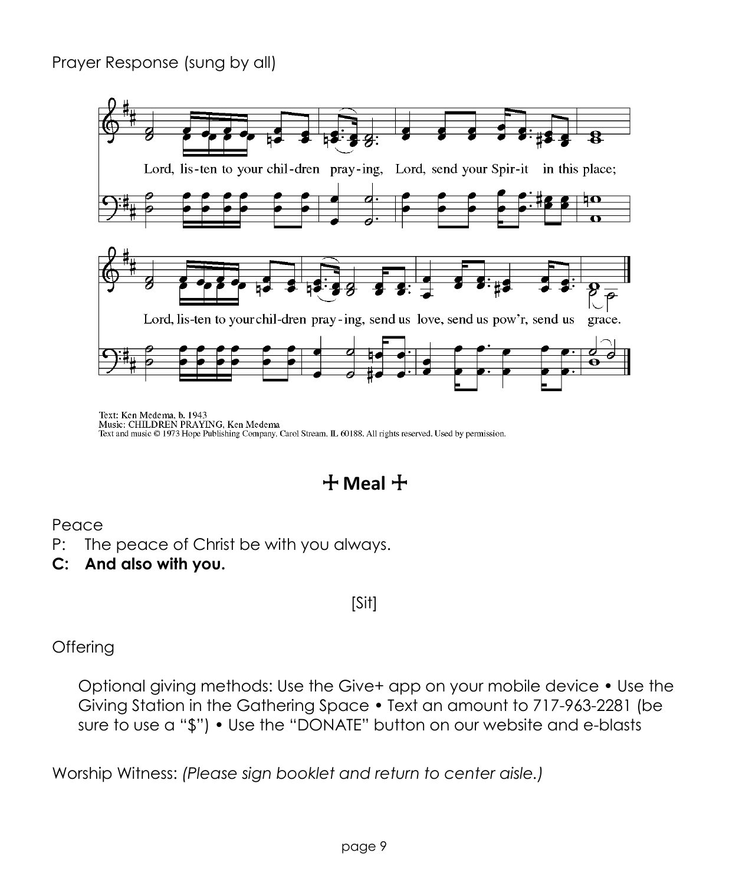Prayer Response (sung by all)

Lord, lis-ten to your chil-dren pray-ing, Lord, send your Spir-it in this place;

Lord, lis-ten to your chil-dren pray-ing, send us love, send us pow'r, send us grace.

Text: Ken Medema, b. 1943
Music: CHILDREN PRAYING, Ken Medema
Text and music © 1973 Hope Publishing Company, Carol Stream, IL 60188. All rights reserved. Used by permission.

## ☩ Meal ☩

Peace

P: The peace of Christ be with you always.

**C: And also with you.**

[Sit]

Offering

Optional giving methods: Use the Give+ app on your mobile device • Use the Giving Station in the Gathering Space • Text an amount to 717-963-2281 (be sure to use a "$") • Use the "DONATE" button on our website and e-blasts

Worship Witness: *(Please sign booklet and return to center aisle.)*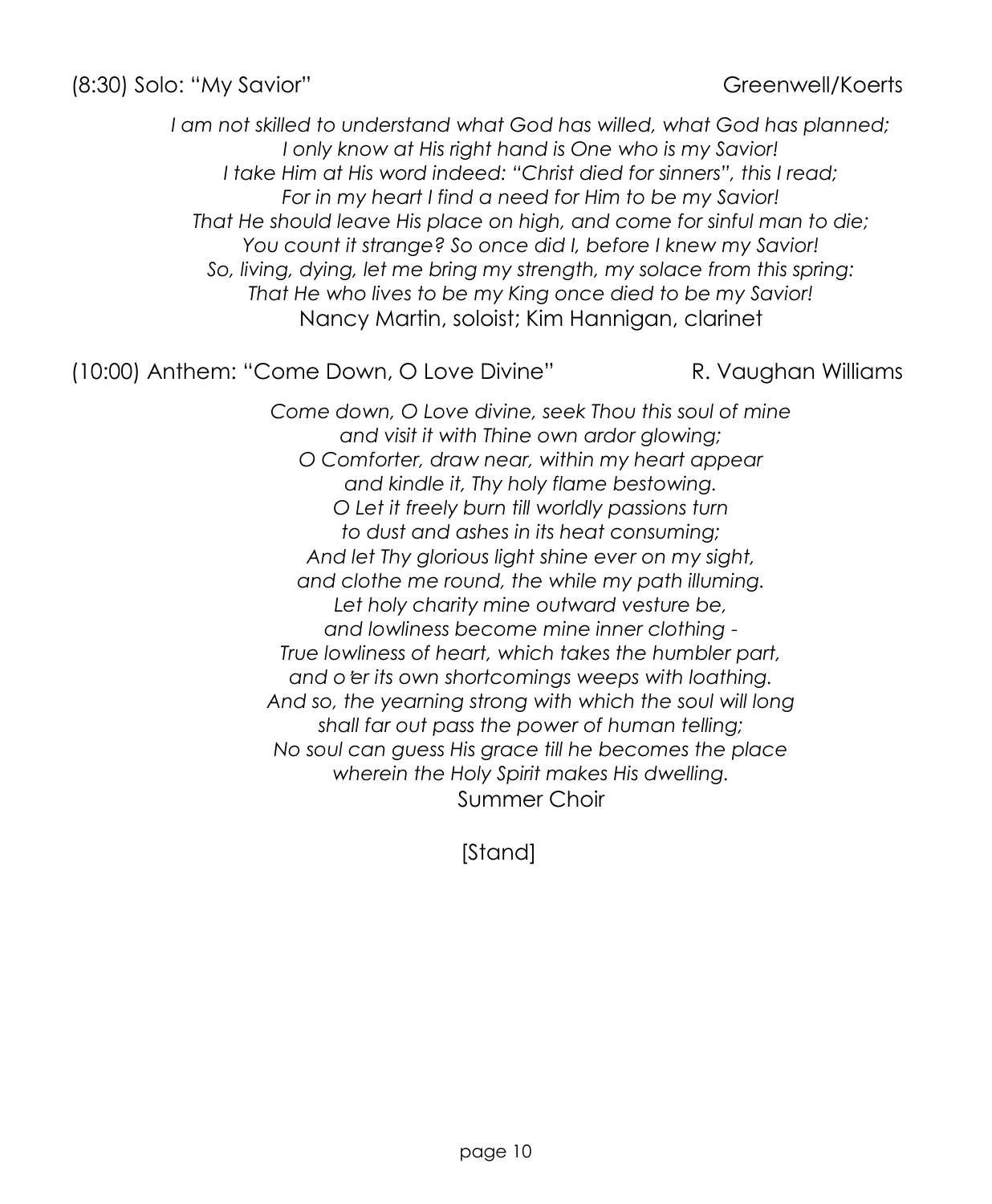(8:30) Solo: "My Savior" Greenwell/Koerts

*I am not skilled to understand what God has willed, what God has planned;*
*I only know at His right hand is One who is my Savior!*
*I take Him at His word indeed: "Christ died for sinners", this I read;*
*For in my heart I find a need for Him to be my Savior!*
*That He should leave His place on high, and come for sinful man to die;*
*You count it strange? So once did I, before I knew my Savior!*
*So, living, dying, let me bring my strength, my solace from this spring:*
*That He who lives to be my King once died to be my Savior!*

Nancy Martin, soloist; Kim Hannigan, clarinet

(10:00) Anthem: "Come Down, O Love Divine" R. Vaughan Williams

*Come down, O Love divine, seek Thou this soul of mine*
*and visit it with Thine own ardor glowing;*
*O Comforter, draw near, within my heart appear*
*and kindle it, Thy holy flame bestowing.*
*O Let it freely burn till worldly passions turn*
*to dust and ashes in its heat consuming;*
*And let Thy glorious light shine ever on my sight,*
*and clothe me round, the while my path illuming.*
*Let holy charity mine outward vesture be,*
*and lowliness become mine inner clothing -*
*True lowliness of heart, which takes the humbler part,*
*and o'er its own shortcomings weeps with loathing.*
*And so, the yearning strong with which the soul will long*
*shall far out pass the power of human telling;*
*No soul can guess His grace till he becomes the place*
*wherein the Holy Spirit makes His dwelling.*

Summer Choir

[Stand]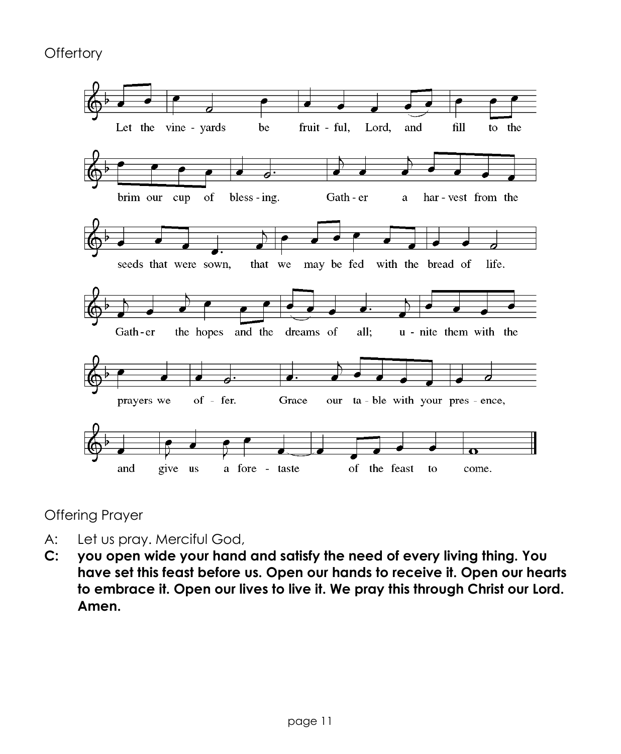## Offertory

Let the vineyards be fruitful, Lord, and fill to the brim our cup of blessing. Gather a harvest from the seeds that were sown, that we may be fed with the bread of life. Gather the hopes and the dreams of all; unite them with the prayers we offer. Grace our table with your presence, and give us a foretaste of the feast to come.

## Offering Prayer

A: Let us pray. Merciful God,

**C: you open wide your hand and satisfy the need of every living thing. You have set this feast before us. Open our hands to receive it. Open our hearts to embrace it. Open our lives to live it. We pray this through Christ our Lord. Amen.**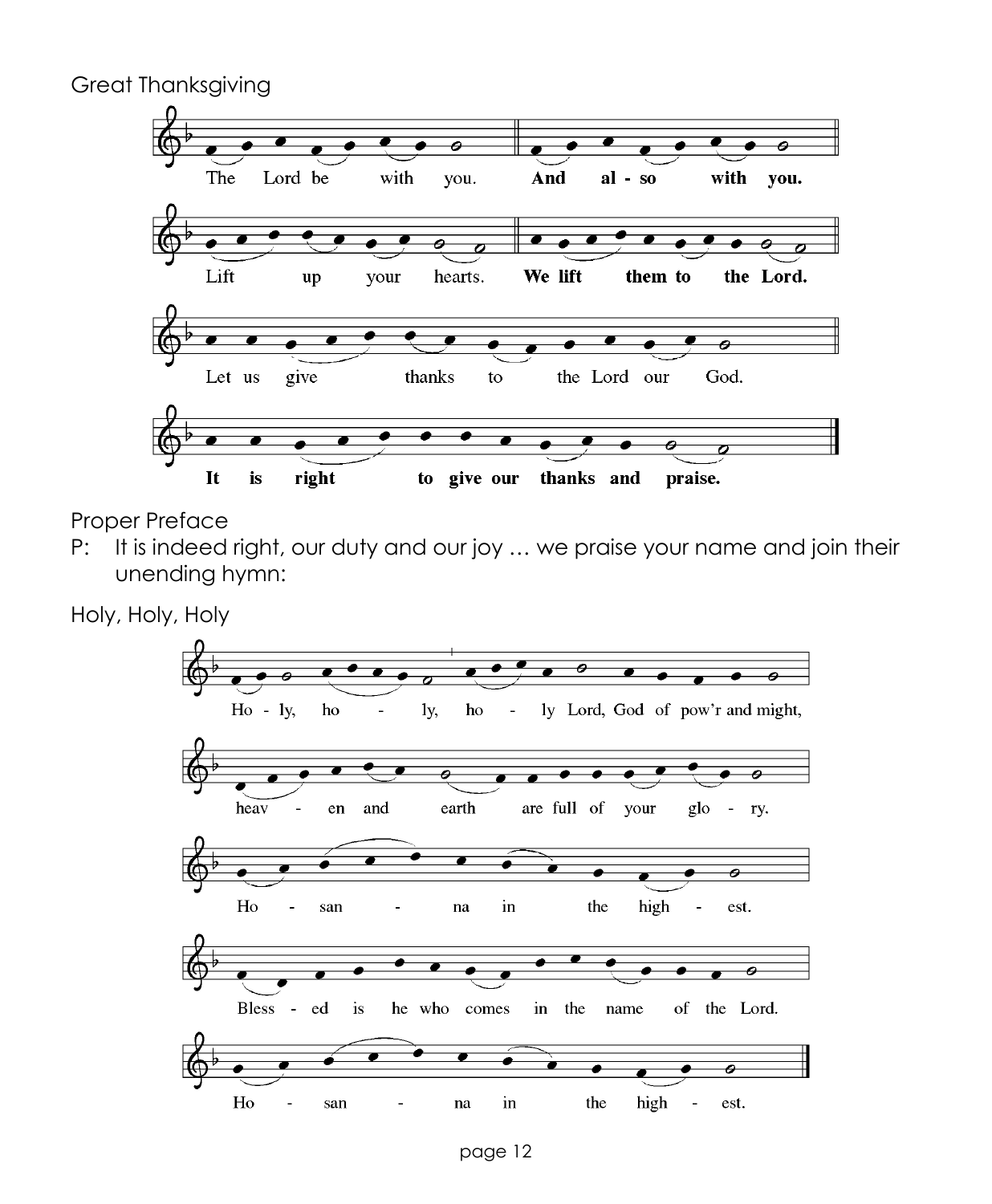Great Thanksgiving

The Lord be with you. **And also with you.**

Lift up your hearts. **We lift them to the Lord.**

Let us give thanks to the Lord our God.

**It is right to give our thanks and praise.**

Proper Preface

P: It is indeed right, our duty and our joy … we praise your name and join their unending hymn:

Holy, Holy, Holy

Ho - ly, ho - ly, ho - ly Lord, God of pow'r and might,

heav - en and earth are full of your glo - ry.

Ho - san - na in the high - est.

Bless - ed is he who comes in the name of the Lord.

Ho - san - na in the high - est.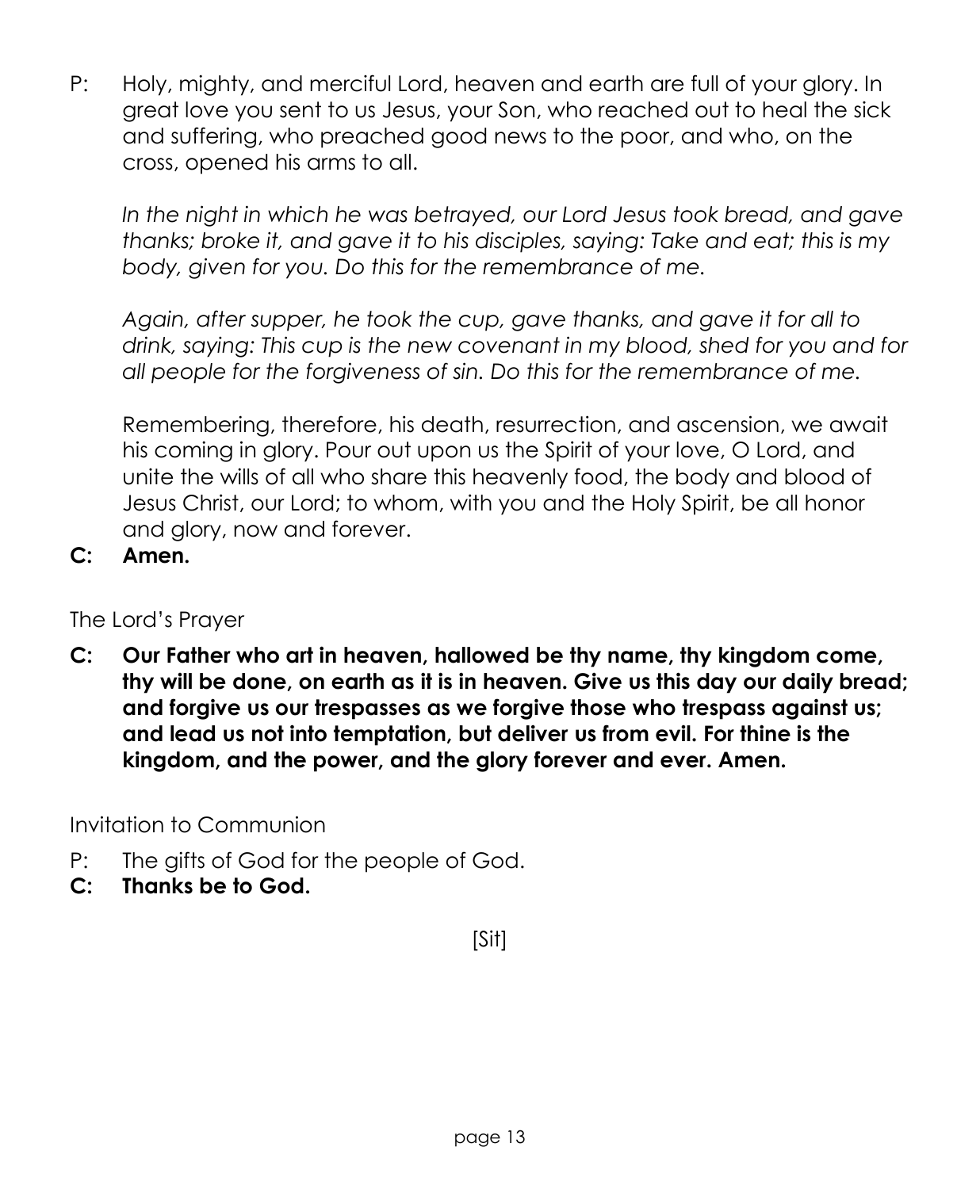P: Holy, mighty, and merciful Lord, heaven and earth are full of your glory. In great love you sent to us Jesus, your Son, who reached out to heal the sick and suffering, who preached good news to the poor, and who, on the cross, opened his arms to all.

*In the night in which he was betrayed, our Lord Jesus took bread, and gave thanks; broke it, and gave it to his disciples, saying: Take and eat; this is my body, given for you. Do this for the remembrance of me.*

*Again, after supper, he took the cup, gave thanks, and gave it for all to drink, saying: This cup is the new covenant in my blood, shed for you and for all people for the forgiveness of sin. Do this for the remembrance of me.*

Remembering, therefore, his death, resurrection, and ascension, we await his coming in glory. Pour out upon us the Spirit of your love, O Lord, and unite the wills of all who share this heavenly food, the body and blood of Jesus Christ, our Lord; to whom, with you and the Holy Spirit, be all honor and glory, now and forever.

**C: Amen.**

The Lord's Prayer

**C: Our Father who art in heaven, hallowed be thy name, thy kingdom come, thy will be done, on earth as it is in heaven. Give us this day our daily bread; and forgive us our trespasses as we forgive those who trespass against us; and lead us not into temptation, but deliver us from evil. For thine is the kingdom, and the power, and the glory forever and ever. Amen.**

Invitation to Communion

P: The gifts of God for the people of God.

**C: Thanks be to God.**

[Sit]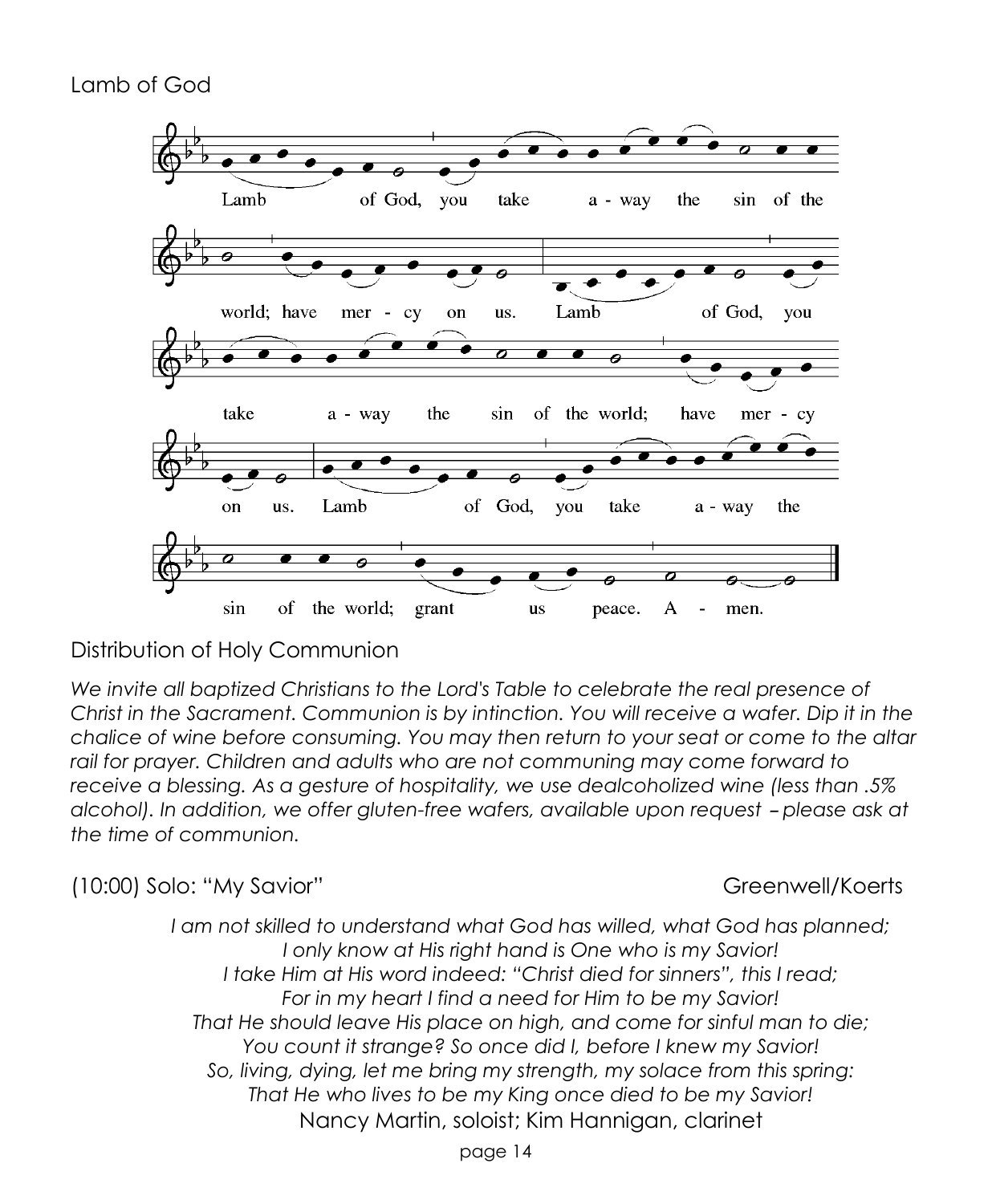## Lamb of God

Lamb of God, you take away the sin of the world; have mercy on us. Lamb of God, you take away the sin of the world; have mercy on us. Lamb of God, you take away the sin of the world; grant us peace. A - men.

## Distribution of Holy Communion

*We invite all baptized Christians to the Lord's Table to celebrate the real presence of Christ in the Sacrament. Communion is by intinction. You will receive a wafer. Dip it in the chalice of wine before consuming. You may then return to your seat or come to the altar rail for prayer. Children and adults who are not communing may come forward to receive a blessing. As a gesture of hospitality, we use dealcoholized wine (less than .5% alcohol). In addition, we offer gluten-free wafers, available upon request – please ask at the time of communion.*

(10:00) Solo: "My Savior" Greenwell/Koerts

*I am not skilled to understand what God has willed, what God has planned;*
*I only know at His right hand is One who is my Savior!*
*I take Him at His word indeed: "Christ died for sinners", this I read;*
*For in my heart I find a need for Him to be my Savior!*
*That He should leave His place on high, and come for sinful man to die;*
*You count it strange? So once did I, before I knew my Savior!*
*So, living, dying, let me bring my strength, my solace from this spring:*
*That He who lives to be my King once died to be my Savior!*

Nancy Martin, soloist; Kim Hannigan, clarinet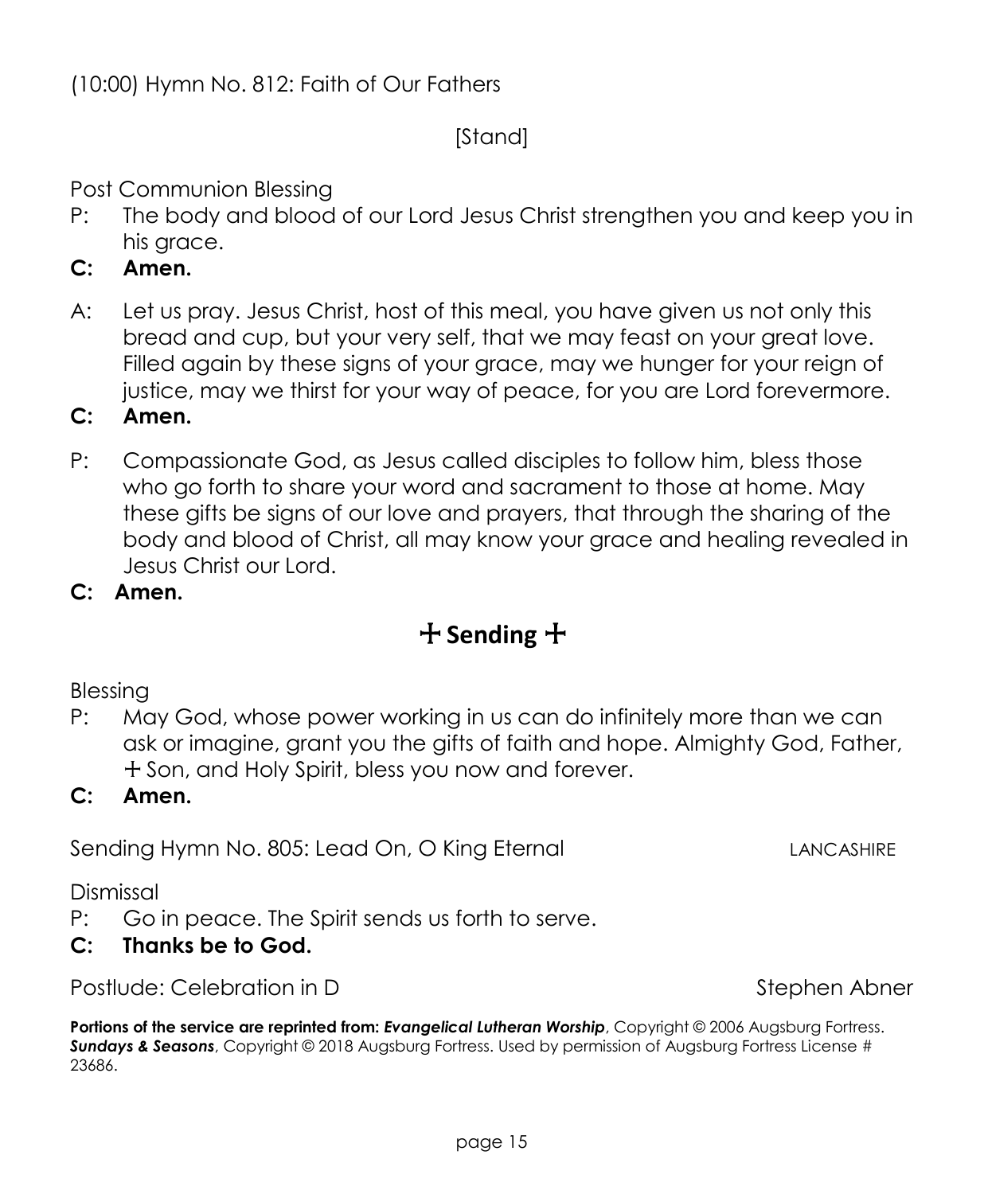(10:00) Hymn No. 812: Faith of Our Fathers

[Stand]

Post Communion Blessing

P: The body and blood of our Lord Jesus Christ strengthen you and keep you in his grace.

**C: Amen.**

A: Let us pray. Jesus Christ, host of this meal, you have given us not only this bread and cup, but your very self, that we may feast on your great love. Filled again by these signs of your grace, may we hunger for your reign of justice, may we thirst for your way of peace, for you are Lord forevermore.

**C: Amen.**

P: Compassionate God, as Jesus called disciples to follow him, bless those who go forth to share your word and sacrament to those at home. May these gifts be signs of our love and prayers, that through the sharing of the body and blood of Christ, all may know your grace and healing revealed in Jesus Christ our Lord.

**C: Amen.**

## ☩ Sending ☩

Blessing

P: May God, whose power working in us can do infinitely more than we can ask or imagine, grant you the gifts of faith and hope. Almighty God, Father, ☩ Son, and Holy Spirit, bless you now and forever.

**C: Amen.**

Sending Hymn No. 805: Lead On, O King Eternal LANCASHIRE

Dismissal

P: Go in peace. The Spirit sends us forth to serve.

**C: Thanks be to God.**

Postlude: Celebration in D Stephen Abner

**Portions of the service are reprinted from: *Evangelical Lutheran Worship***, Copyright © 2006 Augsburg Fortress. ***Sundays & Seasons***, Copyright © 2018 Augsburg Fortress. Used by permission of Augsburg Fortress License # 23686.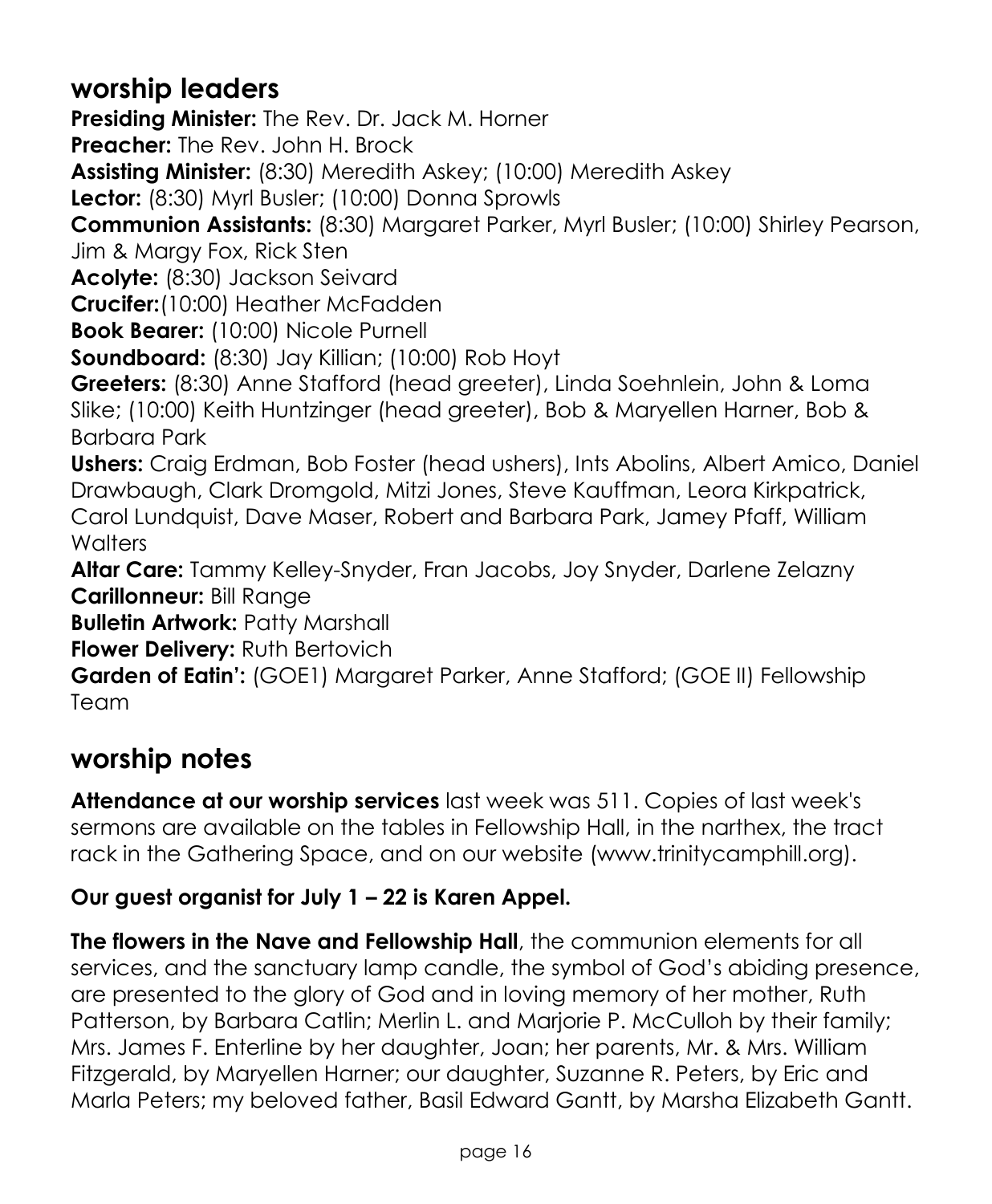## worship leaders

**Presiding Minister:** The Rev. Dr. Jack M. Horner
**Preacher:** The Rev. John H. Brock
**Assisting Minister:** (8:30) Meredith Askey; (10:00) Meredith Askey
**Lector:** (8:30) Myrl Busler; (10:00) Donna Sprowls
**Communion Assistants:** (8:30) Margaret Parker, Myrl Busler; (10:00) Shirley Pearson, Jim & Margy Fox, Rick Sten
**Acolyte:** (8:30) Jackson Seivard
**Crucifer:**(10:00) Heather McFadden
**Book Bearer:** (10:00) Nicole Purnell
**Soundboard:** (8:30) Jay Killian; (10:00) Rob Hoyt
**Greeters:** (8:30) Anne Stafford (head greeter), Linda Soehnlein, John & Loma Slike; (10:00) Keith Huntzinger (head greeter), Bob & Maryellen Harner, Bob & Barbara Park
**Ushers:** Craig Erdman, Bob Foster (head ushers), Ints Abolins, Albert Amico, Daniel Drawbaugh, Clark Dromgold, Mitzi Jones, Steve Kauffman, Leora Kirkpatrick, Carol Lundquist, Dave Maser, Robert and Barbara Park, Jamey Pfaff, William Walters
**Altar Care:** Tammy Kelley-Snyder, Fran Jacobs, Joy Snyder, Darlene Zelazny
**Carillonneur:** Bill Range
**Bulletin Artwork:** Patty Marshall
**Flower Delivery:** Ruth Bertovich
**Garden of Eatin':** (GOE1) Margaret Parker, Anne Stafford; (GOE II) Fellowship Team

## worship notes

**Attendance at our worship services** last week was 511. Copies of last week's sermons are available on the tables in Fellowship Hall, in the narthex, the tract rack in the Gathering Space, and on our website (www.trinitycamphill.org).

**Our guest organist for July 1 – 22 is Karen Appel.**

**The flowers in the Nave and Fellowship Hall**, the communion elements for all services, and the sanctuary lamp candle, the symbol of God's abiding presence, are presented to the glory of God and in loving memory of her mother, Ruth Patterson, by Barbara Catlin; Merlin L. and Marjorie P. McCulloh by their family; Mrs. James F. Enterline by her daughter, Joan; her parents, Mr. & Mrs. William Fitzgerald, by Maryellen Harner; our daughter, Suzanne R. Peters, by Eric and Marla Peters; my beloved father, Basil Edward Gantt, by Marsha Elizabeth Gantt.